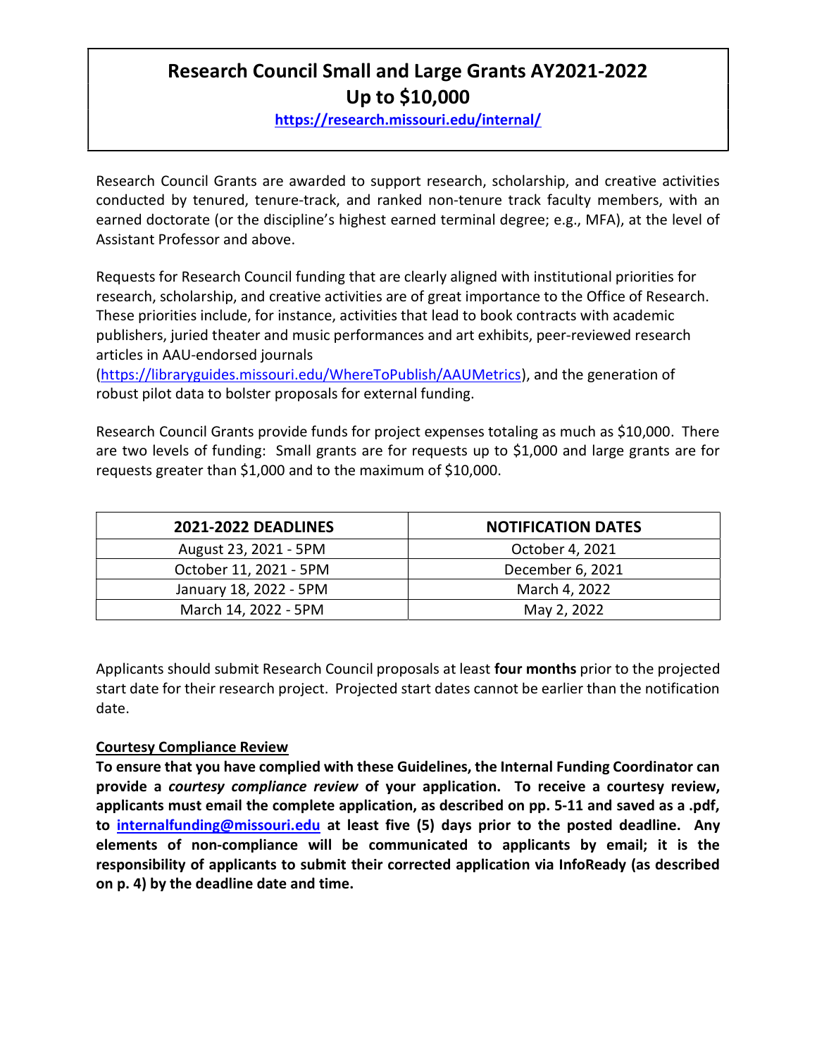# Research Council Small and Large Grants AY2021-2022
# Up to $10,000

**https://research.missouri.edu/internal/**

Research Council Grants are awarded to support research, scholarship, and creative activities conducted by tenured, tenure-track, and ranked non-tenure track faculty members, with an earned doctorate (or the discipline's highest earned terminal degree; e.g., MFA), at the level of Assistant Professor and above.

Requests for Research Council funding that are clearly aligned with institutional priorities for research, scholarship, and creative activities are of great importance to the Office of Research. These priorities include, for instance, activities that lead to book contracts with academic publishers, juried theater and music performances and art exhibits, peer-reviewed research articles in AAU-endorsed journals (https://libraryguides.missouri.edu/WhereToPublish/AAUMetrics), and the generation of robust pilot data to bolster proposals for external funding.

Research Council Grants provide funds for project expenses totaling as much as $10,000. There are two levels of funding: Small grants are for requests up to $1,000 and large grants are for requests greater than $1,000 and to the maximum of $10,000.

| 2021-2022 DEADLINES | NOTIFICATION DATES |
|---|---|
| August 23, 2021 - 5PM | October 4, 2021 |
| October 11, 2021 - 5PM | December 6, 2021 |
| January 18, 2022 - 5PM | March 4, 2022 |
| March 14, 2022 - 5PM | May 2, 2022 |

Applicants should submit Research Council proposals at least **four months** prior to the projected start date for their research project. Projected start dates cannot be earlier than the notification date.

**Courtesy Compliance Review**

**To ensure that you have complied with these Guidelines, the Internal Funding Coordinator can provide a *courtesy compliance review* of your application. To receive a courtesy review, applicants must email the complete application, as described on pp. 5-11 and saved as a .pdf, to internalfunding@missouri.edu at least five (5) days prior to the posted deadline. Any elements of non-compliance will be communicated to applicants by email; it is the responsibility of applicants to submit their corrected application via InfoReady (as described on p. 4) by the deadline date and time.**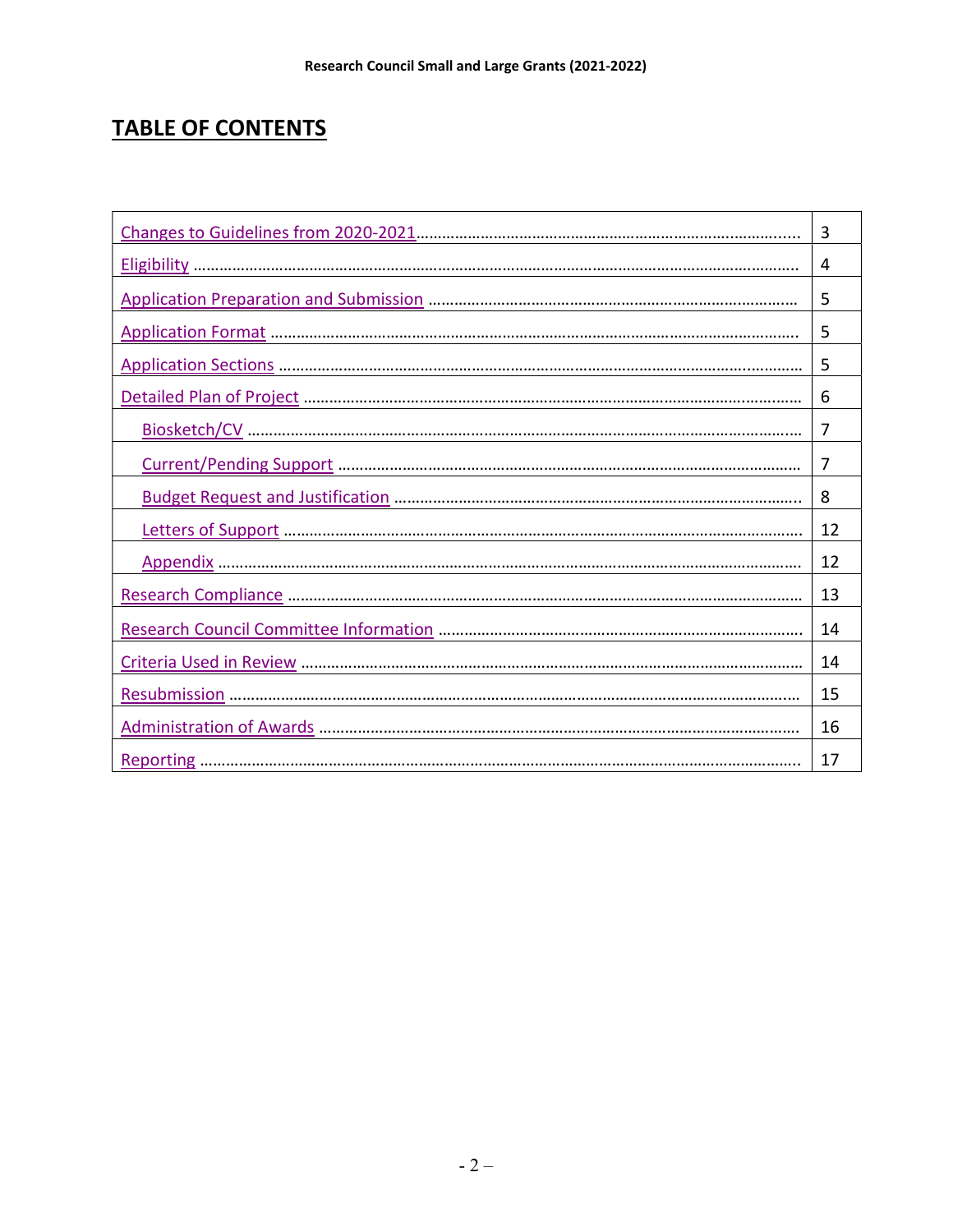# TABLE OF CONTENTS

| | |
|---|---|
| Changes to Guidelines from 2020-2021 | 3 |
| Eligibility | 4 |
| Application Preparation and Submission | 5 |
| Application Format | 5 |
| Application Sections | 5 |
| Detailed Plan of Project | 6 |
| Biosketch/CV | 7 |
| Current/Pending Support | 7 |
| Budget Request and Justification | 8 |
| Letters of Support | 12 |
| Appendix | 12 |
| Research Compliance | 13 |
| Research Council Committee Information | 14 |
| Criteria Used in Review | 14 |
| Resubmission | 15 |
| Administration of Awards | 16 |
| Reporting | 17 |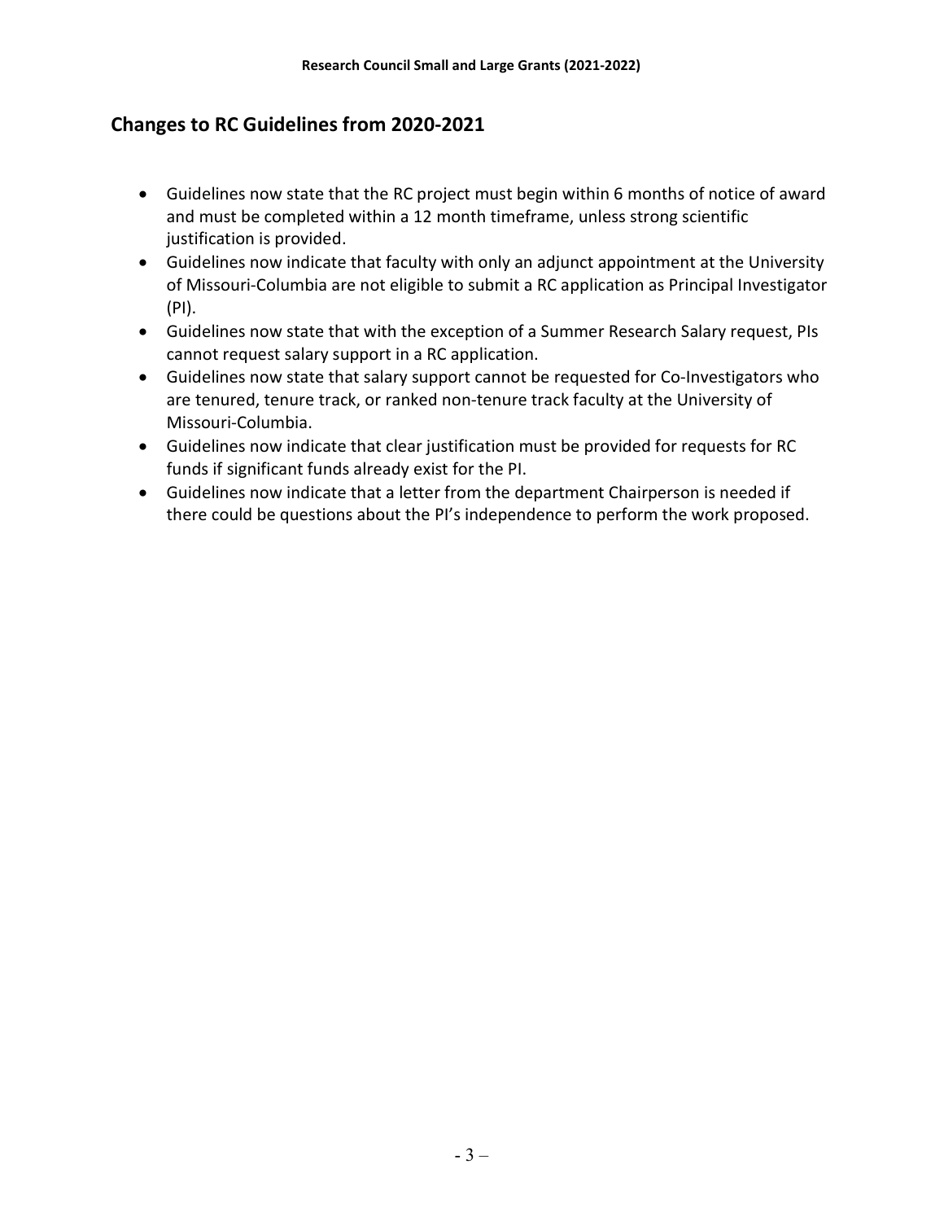## Changes to RC Guidelines from 2020-2021

- Guidelines now state that the RC project must begin within 6 months of notice of award and must be completed within a 12 month timeframe, unless strong scientific justification is provided.
- Guidelines now indicate that faculty with only an adjunct appointment at the University of Missouri-Columbia are not eligible to submit a RC application as Principal Investigator (PI).
- Guidelines now state that with the exception of a Summer Research Salary request, PIs cannot request salary support in a RC application.
- Guidelines now state that salary support cannot be requested for Co-Investigators who are tenured, tenure track, or ranked non-tenure track faculty at the University of Missouri-Columbia.
- Guidelines now indicate that clear justification must be provided for requests for RC funds if significant funds already exist for the PI.
- Guidelines now indicate that a letter from the department Chairperson is needed if there could be questions about the PI's independence to perform the work proposed.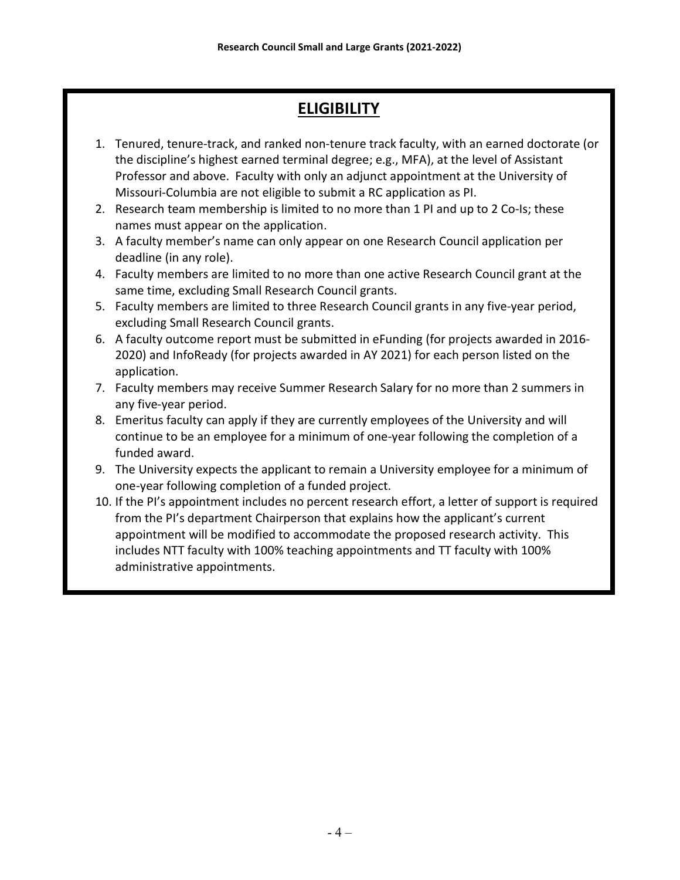## ELIGIBILITY

1. Tenured, tenure-track, and ranked non-tenure track faculty, with an earned doctorate (or the discipline's highest earned terminal degree; e.g., MFA), at the level of Assistant Professor and above. Faculty with only an adjunct appointment at the University of Missouri-Columbia are not eligible to submit a RC application as PI.
2. Research team membership is limited to no more than 1 PI and up to 2 Co-Is; these names must appear on the application.
3. A faculty member's name can only appear on one Research Council application per deadline (in any role).
4. Faculty members are limited to no more than one active Research Council grant at the same time, excluding Small Research Council grants.
5. Faculty members are limited to three Research Council grants in any five-year period, excluding Small Research Council grants.
6. A faculty outcome report must be submitted in eFunding (for projects awarded in 2016-2020) and InfoReady (for projects awarded in AY 2021) for each person listed on the application.
7. Faculty members may receive Summer Research Salary for no more than 2 summers in any five-year period.
8. Emeritus faculty can apply if they are currently employees of the University and will continue to be an employee for a minimum of one-year following the completion of a funded award.
9. The University expects the applicant to remain a University employee for a minimum of one-year following completion of a funded project.
10. If the PI's appointment includes no percent research effort, a letter of support is required from the PI's department Chairperson that explains how the applicant's current appointment will be modified to accommodate the proposed research activity. This includes NTT faculty with 100% teaching appointments and TT faculty with 100% administrative appointments.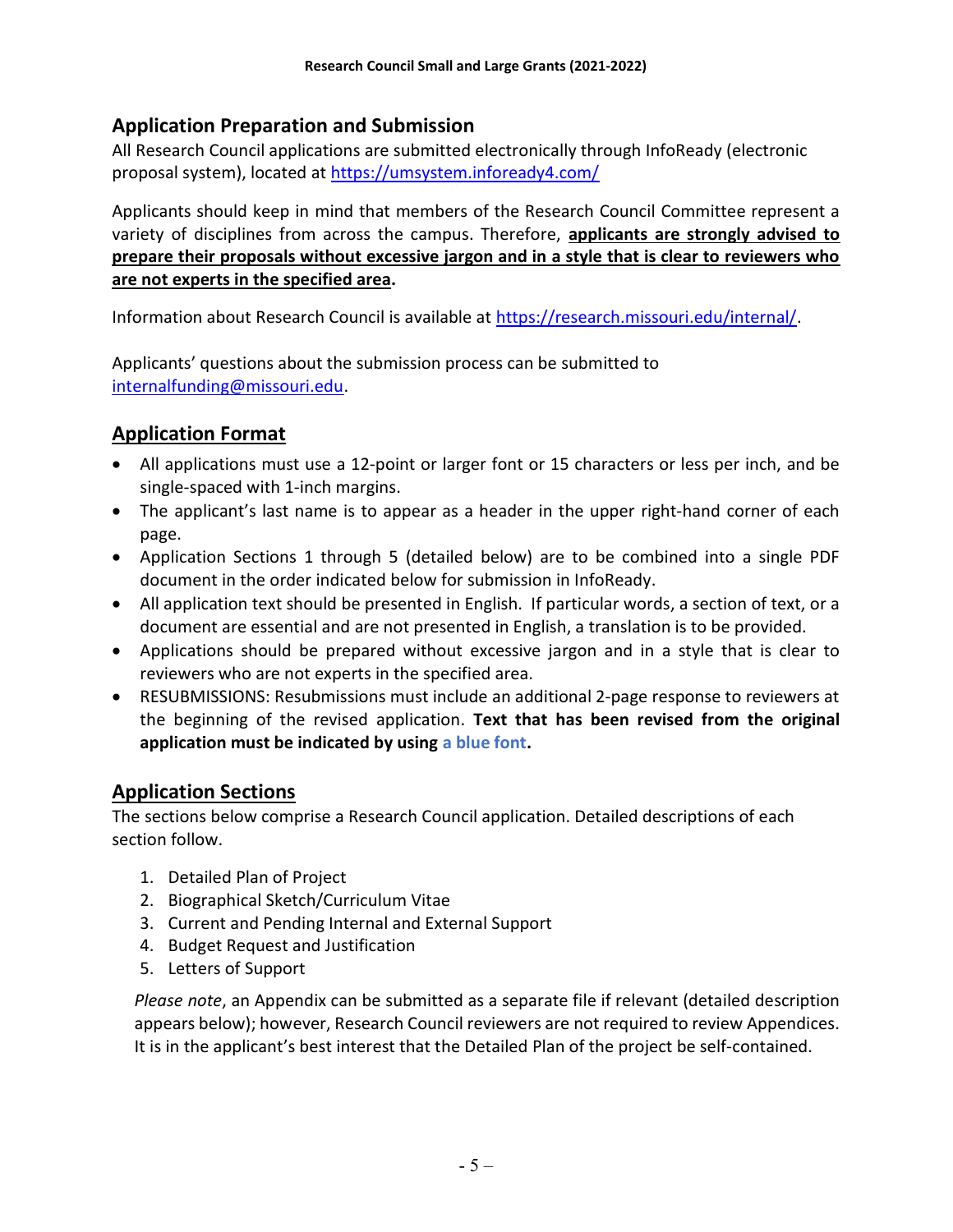## Application Preparation and Submission

All Research Council applications are submitted electronically through InfoReady (electronic proposal system), located at https://umsystem.infoready4.com/

Applicants should keep in mind that members of the Research Council Committee represent a variety of disciplines from across the campus. Therefore, **applicants are strongly advised to prepare their proposals without excessive jargon and in a style that is clear to reviewers who are not experts in the specified area.**

Information about Research Council is available at https://research.missouri.edu/internal/.

Applicants' questions about the submission process can be submitted to internalfunding@missouri.edu.

## Application Format

- All applications must use a 12-point or larger font or 15 characters or less per inch, and be single-spaced with 1-inch margins.
- The applicant's last name is to appear as a header in the upper right-hand corner of each page.
- Application Sections 1 through 5 (detailed below) are to be combined into a single PDF document in the order indicated below for submission in InfoReady.
- All application text should be presented in English. If particular words, a section of text, or a document are essential and are not presented in English, a translation is to be provided.
- Applications should be prepared without excessive jargon and in a style that is clear to reviewers who are not experts in the specified area.
- RESUBMISSIONS: Resubmissions must include an additional 2-page response to reviewers at the beginning of the revised application. **Text that has been revised from the original application must be indicated by using a blue font.**

## Application Sections

The sections below comprise a Research Council application. Detailed descriptions of each section follow.

1. Detailed Plan of Project
2. Biographical Sketch/Curriculum Vitae
3. Current and Pending Internal and External Support
4. Budget Request and Justification
5. Letters of Support

*Please note*, an Appendix can be submitted as a separate file if relevant (detailed description appears below); however, Research Council reviewers are not required to review Appendices. It is in the applicant's best interest that the Detailed Plan of the project be self-contained.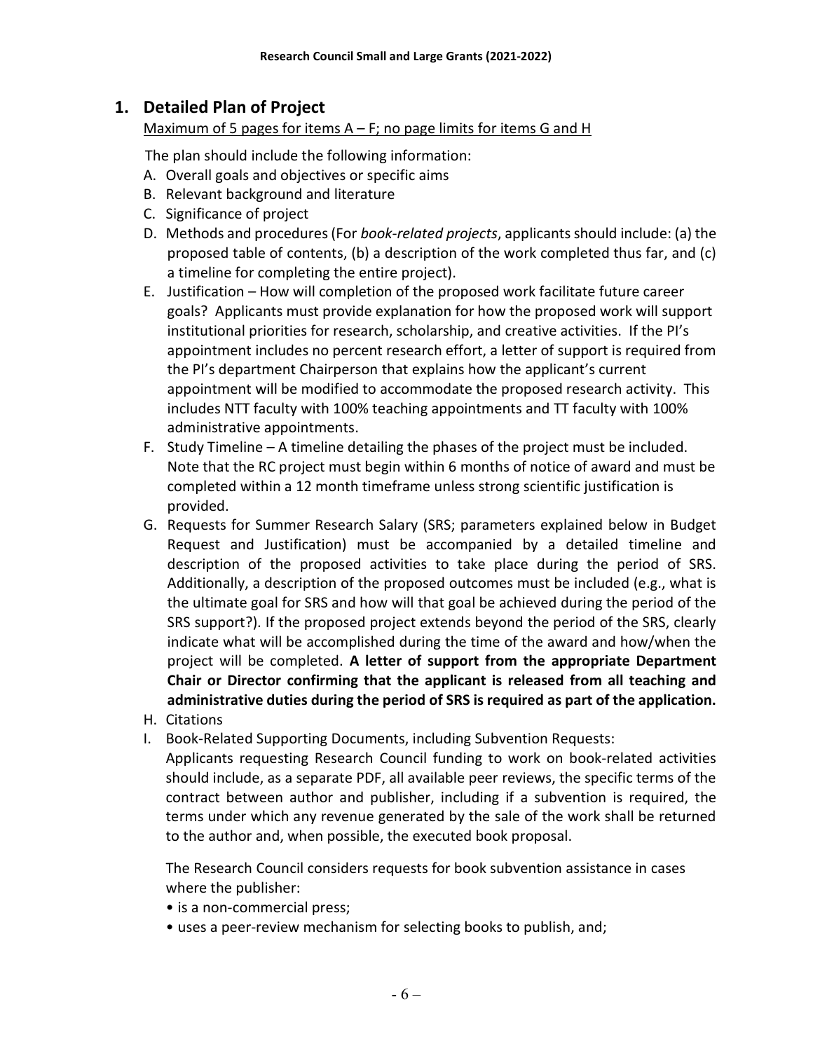## 1. Detailed Plan of Project

Maximum of 5 pages for items A – F; no page limits for items G and H

The plan should include the following information:

A. Overall goals and objectives or specific aims
B. Relevant background and literature
C. Significance of project
D. Methods and procedures (For *book-related projects*, applicants should include: (a) the proposed table of contents, (b) a description of the work completed thus far, and (c) a timeline for completing the entire project).
E. Justification – How will completion of the proposed work facilitate future career goals? Applicants must provide explanation for how the proposed work will support institutional priorities for research, scholarship, and creative activities. If the PI's appointment includes no percent research effort, a letter of support is required from the PI's department Chairperson that explains how the applicant's current appointment will be modified to accommodate the proposed research activity. This includes NTT faculty with 100% teaching appointments and TT faculty with 100% administrative appointments.
F. Study Timeline – A timeline detailing the phases of the project must be included. Note that the RC project must begin within 6 months of notice of award and must be completed within a 12 month timeframe unless strong scientific justification is provided.
G. Requests for Summer Research Salary (SRS; parameters explained below in Budget Request and Justification) must be accompanied by a detailed timeline and description of the proposed activities to take place during the period of SRS. Additionally, a description of the proposed outcomes must be included (e.g., what is the ultimate goal for SRS and how will that goal be achieved during the period of the SRS support?). If the proposed project extends beyond the period of the SRS, clearly indicate what will be accomplished during the time of the award and how/when the project will be completed. **A letter of support from the appropriate Department Chair or Director confirming that the applicant is released from all teaching and administrative duties during the period of SRS is required as part of the application.**
H. Citations
I. Book-Related Supporting Documents, including Subvention Requests:
   Applicants requesting Research Council funding to work on book-related activities should include, as a separate PDF, all available peer reviews, the specific terms of the contract between author and publisher, including if a subvention is required, the terms under which any revenue generated by the sale of the work shall be returned to the author and, when possible, the executed book proposal.

   The Research Council considers requests for book subvention assistance in cases where the publisher:

   - is a non-commercial press;
   - uses a peer-review mechanism for selecting books to publish, and;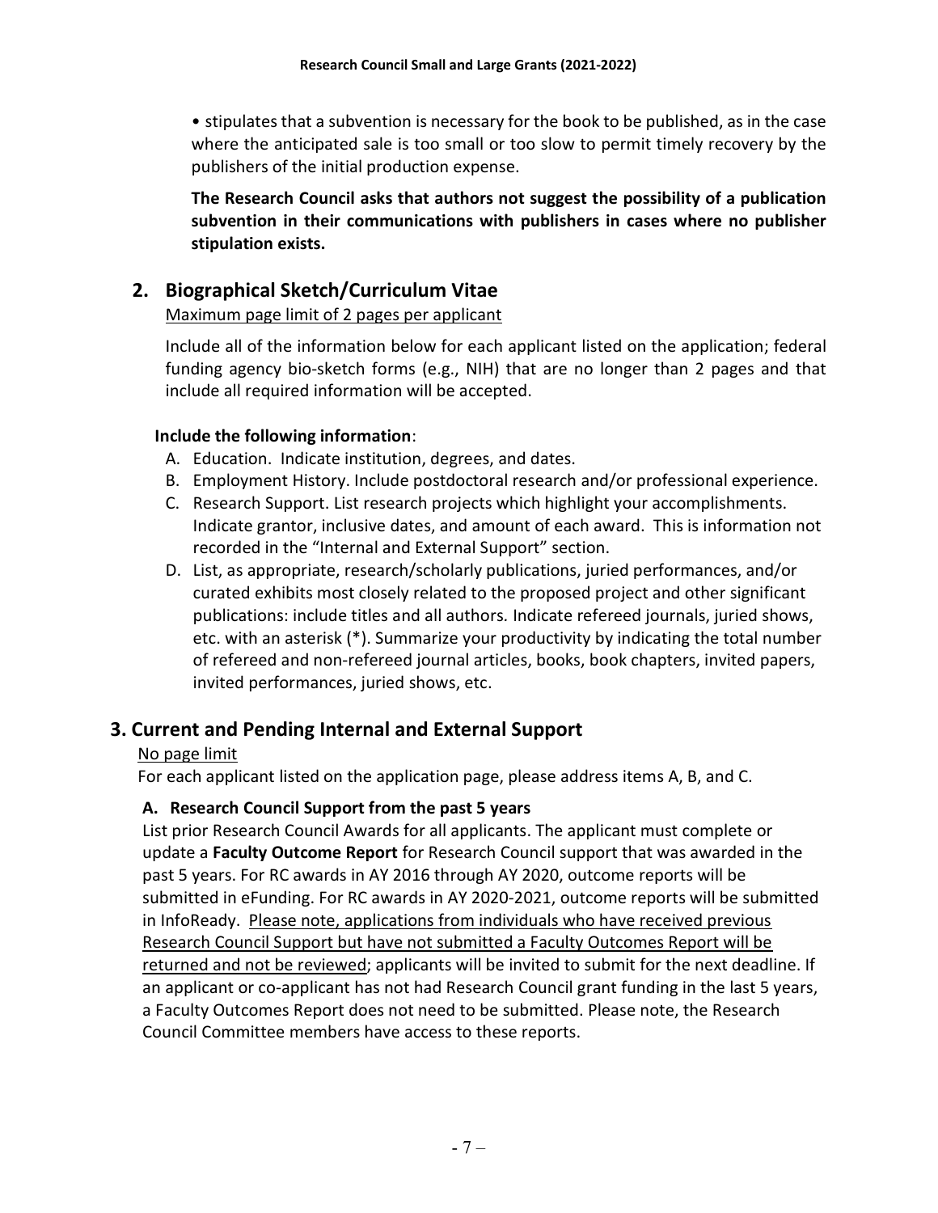• stipulates that a subvention is necessary for the book to be published, as in the case where the anticipated sale is too small or too slow to permit timely recovery by the publishers of the initial production expense.

**The Research Council asks that authors not suggest the possibility of a publication subvention in their communications with publishers in cases where no publisher stipulation exists.**

## 2. Biographical Sketch/Curriculum Vitae

<u>Maximum page limit of 2 pages per applicant</u>

Include all of the information below for each applicant listed on the application; federal funding agency bio-sketch forms (e.g., NIH) that are no longer than 2 pages and that include all required information will be accepted.

**Include the following information**:

A. Education. Indicate institution, degrees, and dates.
B. Employment History. Include postdoctoral research and/or professional experience.
C. Research Support. List research projects which highlight your accomplishments. Indicate grantor, inclusive dates, and amount of each award. This is information not recorded in the "Internal and External Support" section.
D. List, as appropriate, research/scholarly publications, juried performances, and/or curated exhibits most closely related to the proposed project and other significant publications: include titles and all authors. Indicate refereed journals, juried shows, etc. with an asterisk (*). Summarize your productivity by indicating the total number of refereed and non-refereed journal articles, books, book chapters, invited papers, invited performances, juried shows, etc.

## 3. Current and Pending Internal and External Support

<u>No page limit</u>

For each applicant listed on the application page, please address items A, B, and C.

### A. Research Council Support from the past 5 years

List prior Research Council Awards for all applicants. The applicant must complete or update a **Faculty Outcome Report** for Research Council support that was awarded in the past 5 years. For RC awards in AY 2016 through AY 2020, outcome reports will be submitted in eFunding. For RC awards in AY 2020-2021, outcome reports will be submitted in InfoReady. <u>Please note, applications from individuals who have received previous Research Council Support but have not submitted a Faculty Outcomes Report will be returned and not be reviewed</u>; applicants will be invited to submit for the next deadline. If an applicant or co-applicant has not had Research Council grant funding in the last 5 years, a Faculty Outcomes Report does not need to be submitted. Please note, the Research Council Committee members have access to these reports.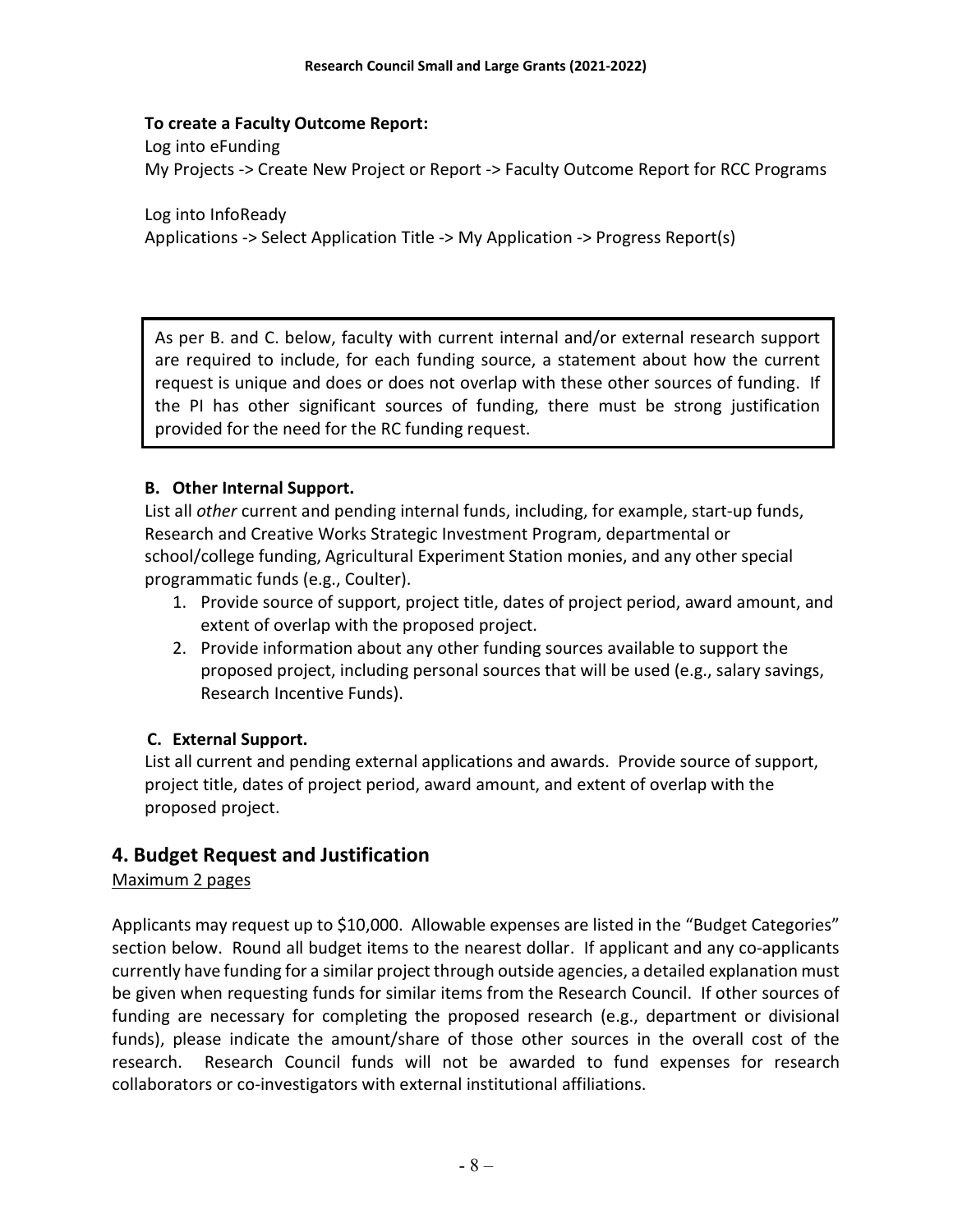**To create a Faculty Outcome Report:**

Log into eFunding
My Projects -> Create New Project or Report -> Faculty Outcome Report for RCC Programs

Log into InfoReady
Applications -> Select Application Title -> My Application -> Progress Report(s)

> As per B. and C. below, faculty with current internal and/or external research support are required to include, for each funding source, a statement about how the current request is unique and does or does not overlap with these other sources of funding. If the PI has other significant sources of funding, there must be strong justification provided for the need for the RC funding request.

**B. Other Internal Support.**

List all *other* current and pending internal funds, including, for example, start-up funds, Research and Creative Works Strategic Investment Program, departmental or school/college funding, Agricultural Experiment Station monies, and any other special programmatic funds (e.g., Coulter).

1. Provide source of support, project title, dates of project period, award amount, and extent of overlap with the proposed project.
2. Provide information about any other funding sources available to support the proposed project, including personal sources that will be used (e.g., salary savings, Research Incentive Funds).

**C. External Support.**

List all current and pending external applications and awards. Provide source of support, project title, dates of project period, award amount, and extent of overlap with the proposed project.

## 4. Budget Request and Justification

Maximum 2 pages

Applicants may request up to $10,000. Allowable expenses are listed in the "Budget Categories" section below. Round all budget items to the nearest dollar. If applicant and any co-applicants currently have funding for a similar project through outside agencies, a detailed explanation must be given when requesting funds for similar items from the Research Council. If other sources of funding are necessary for completing the proposed research (e.g., department or divisional funds), please indicate the amount/share of those other sources in the overall cost of the research. Research Council funds will not be awarded to fund expenses for research collaborators or co-investigators with external institutional affiliations.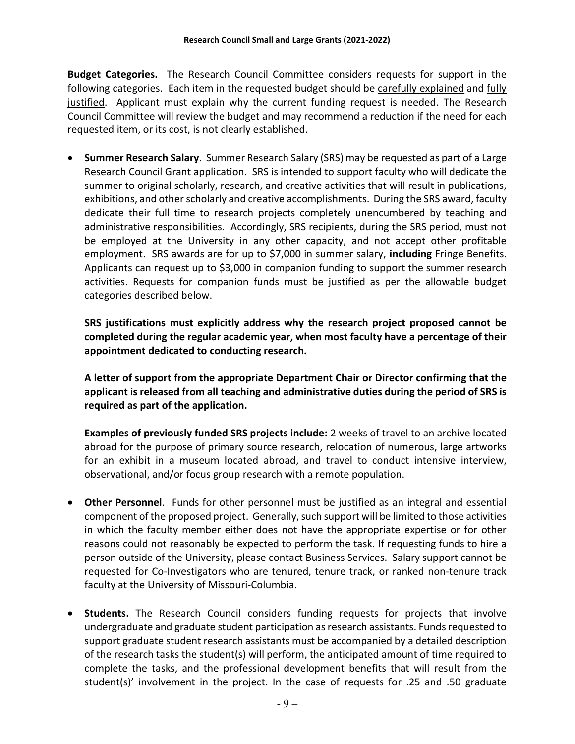**Budget Categories.** The Research Council Committee considers requests for support in the following categories. Each item in the requested budget should be carefully explained and fully justified. Applicant must explain why the current funding request is needed. The Research Council Committee will review the budget and may recommend a reduction if the need for each requested item, or its cost, is not clearly established.

- **Summer Research Salary**. Summer Research Salary (SRS) may be requested as part of a Large Research Council Grant application. SRS is intended to support faculty who will dedicate the summer to original scholarly, research, and creative activities that will result in publications, exhibitions, and other scholarly and creative accomplishments. During the SRS award, faculty dedicate their full time to research projects completely unencumbered by teaching and administrative responsibilities. Accordingly, SRS recipients, during the SRS period, must not be employed at the University in any other capacity, and not accept other profitable employment. SRS awards are for up to $7,000 in summer salary, **including** Fringe Benefits. Applicants can request up to $3,000 in companion funding to support the summer research activities. Requests for companion funds must be justified as per the allowable budget categories described below.

  **SRS justifications must explicitly address why the research project proposed cannot be completed during the regular academic year, when most faculty have a percentage of their appointment dedicated to conducting research.**

  **A letter of support from the appropriate Department Chair or Director confirming that the applicant is released from all teaching and administrative duties during the period of SRS is required as part of the application.**

  **Examples of previously funded SRS projects include:** 2 weeks of travel to an archive located abroad for the purpose of primary source research, relocation of numerous, large artworks for an exhibit in a museum located abroad, and travel to conduct intensive interview, observational, and/or focus group research with a remote population.

- **Other Personnel**. Funds for other personnel must be justified as an integral and essential component of the proposed project. Generally, such support will be limited to those activities in which the faculty member either does not have the appropriate expertise or for other reasons could not reasonably be expected to perform the task. If requesting funds to hire a person outside of the University, please contact Business Services. Salary support cannot be requested for Co-Investigators who are tenured, tenure track, or ranked non-tenure track faculty at the University of Missouri-Columbia.

- **Students.** The Research Council considers funding requests for projects that involve undergraduate and graduate student participation as research assistants. Funds requested to support graduate student research assistants must be accompanied by a detailed description of the research tasks the student(s) will perform, the anticipated amount of time required to complete the tasks, and the professional development benefits that will result from the student(s)' involvement in the project. In the case of requests for .25 and .50 graduate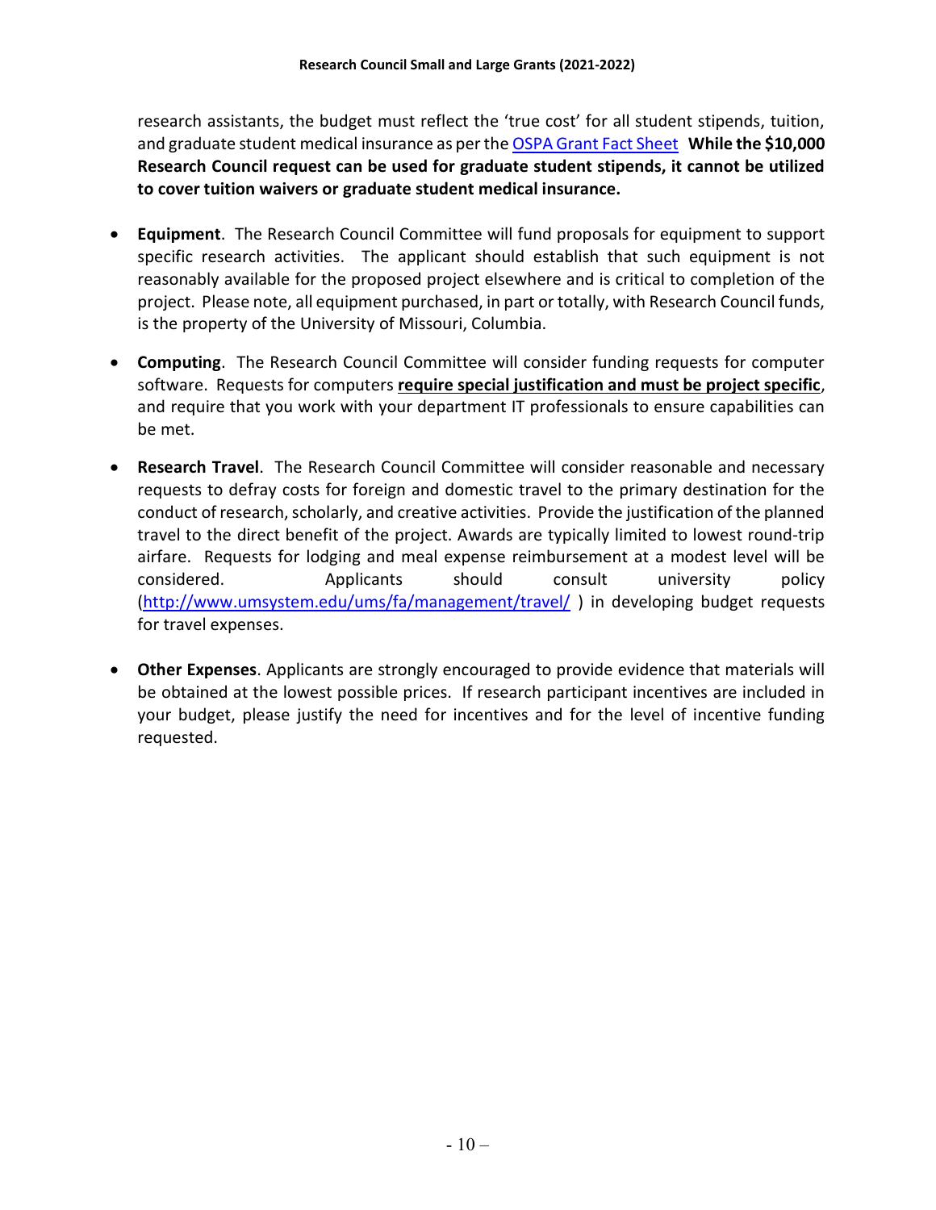research assistants, the budget must reflect the 'true cost' for all student stipends, tuition, and graduate student medical insurance as per the [OSPA Grant Fact Sheet](#) **While the $10,000 Research Council request can be used for graduate student stipends, it cannot be utilized to cover tuition waivers or graduate student medical insurance.**

- **Equipment**. The Research Council Committee will fund proposals for equipment to support specific research activities. The applicant should establish that such equipment is not reasonably available for the proposed project elsewhere and is critical to completion of the project. Please note, all equipment purchased, in part or totally, with Research Council funds, is the property of the University of Missouri, Columbia.

- **Computing**. The Research Council Committee will consider funding requests for computer software. Requests for computers **<u>require special justification and must be project specific</u>**, and require that you work with your department IT professionals to ensure capabilities can be met.

- **Research Travel**. The Research Council Committee will consider reasonable and necessary requests to defray costs for foreign and domestic travel to the primary destination for the conduct of research, scholarly, and creative activities. Provide the justification of the planned travel to the direct benefit of the project. Awards are typically limited to lowest round-trip airfare. Requests for lodging and meal expense reimbursement at a modest level will be considered. Applicants should consult university policy (http://www.umsystem.edu/ums/fa/management/travel/ ) in developing budget requests for travel expenses.

- **Other Expenses**. Applicants are strongly encouraged to provide evidence that materials will be obtained at the lowest possible prices. If research participant incentives are included in your budget, please justify the need for incentives and for the level of incentive funding requested.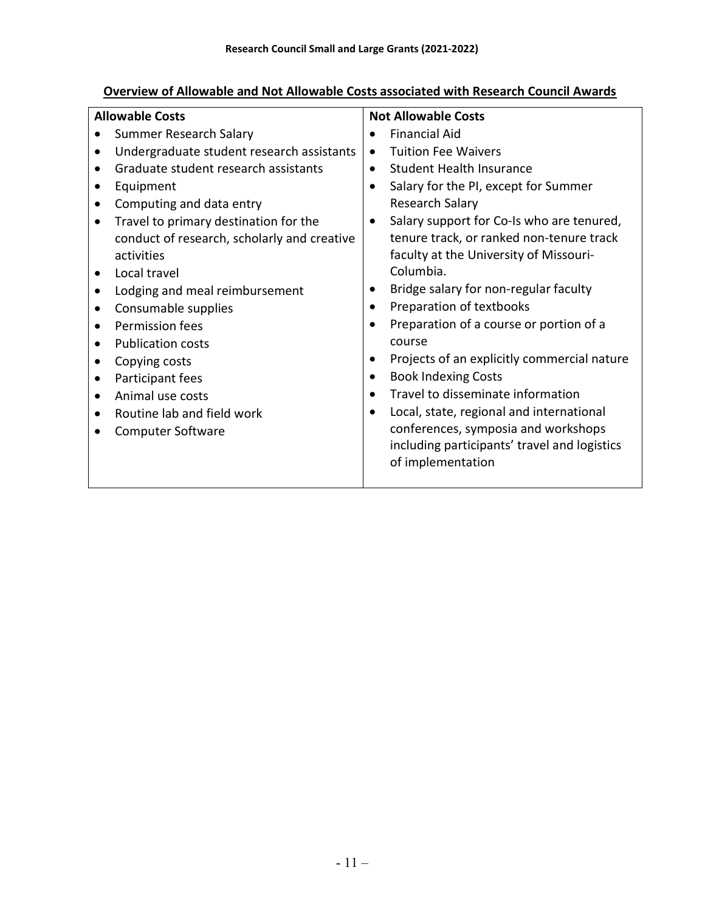**Overview of Allowable and Not Allowable Costs associated with Research Council Awards**

| Allowable Costs | Not Allowable Costs |
| --- | --- |
| • Summer Research Salary<br>• Undergraduate student research assistants<br>• Graduate student research assistants<br>• Equipment<br>• Computing and data entry<br>• Travel to primary destination for the conduct of research, scholarly and creative activities<br>• Local travel<br>• Lodging and meal reimbursement<br>• Consumable supplies<br>• Permission fees<br>• Publication costs<br>• Copying costs<br>• Participant fees<br>• Animal use costs<br>• Routine lab and field work<br>• Computer Software | • Financial Aid<br>• Tuition Fee Waivers<br>• Student Health Insurance<br>• Salary for the PI, except for Summer Research Salary<br>• Salary support for Co-Is who are tenured, tenure track, or ranked non-tenure track faculty at the University of Missouri-Columbia.<br>• Bridge salary for non-regular faculty<br>• Preparation of textbooks<br>• Preparation of a course or portion of a course<br>• Projects of an explicitly commercial nature<br>• Book Indexing Costs<br>• Travel to disseminate information<br>• Local, state, regional and international conferences, symposia and workshops including participants' travel and logistics of implementation |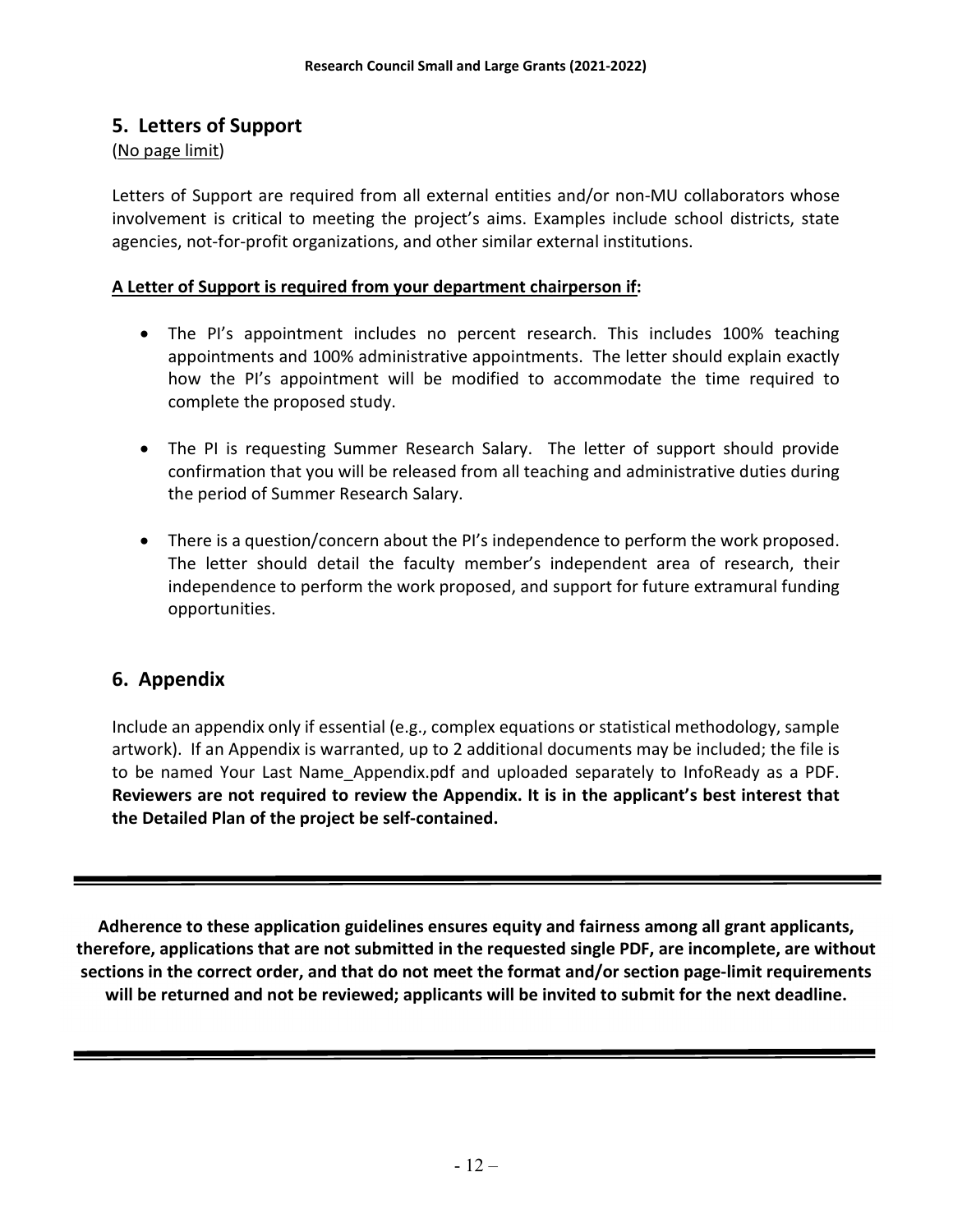## 5. Letters of Support

(No page limit)

Letters of Support are required from all external entities and/or non-MU collaborators whose involvement is critical to meeting the project's aims. Examples include school districts, state agencies, not-for-profit organizations, and other similar external institutions.

**A Letter of Support is required from your department chairperson if:**

- The PI's appointment includes no percent research. This includes 100% teaching appointments and 100% administrative appointments. The letter should explain exactly how the PI's appointment will be modified to accommodate the time required to complete the proposed study.
- The PI is requesting Summer Research Salary. The letter of support should provide confirmation that you will be released from all teaching and administrative duties during the period of Summer Research Salary.
- There is a question/concern about the PI's independence to perform the work proposed. The letter should detail the faculty member's independent area of research, their independence to perform the work proposed, and support for future extramural funding opportunities.

## 6. Appendix

Include an appendix only if essential (e.g., complex equations or statistical methodology, sample artwork). If an Appendix is warranted, up to 2 additional documents may be included; the file is to be named Your Last Name_Appendix.pdf and uploaded separately to InfoReady as a PDF. **Reviewers are not required to review the Appendix. It is in the applicant's best interest that the Detailed Plan of the project be self-contained.**

---

**Adherence to these application guidelines ensures equity and fairness among all grant applicants, therefore, applications that are not submitted in the requested single PDF, are incomplete, are without sections in the correct order, and that do not meet the format and/or section page-limit requirements will be returned and not be reviewed; applicants will be invited to submit for the next deadline.**

---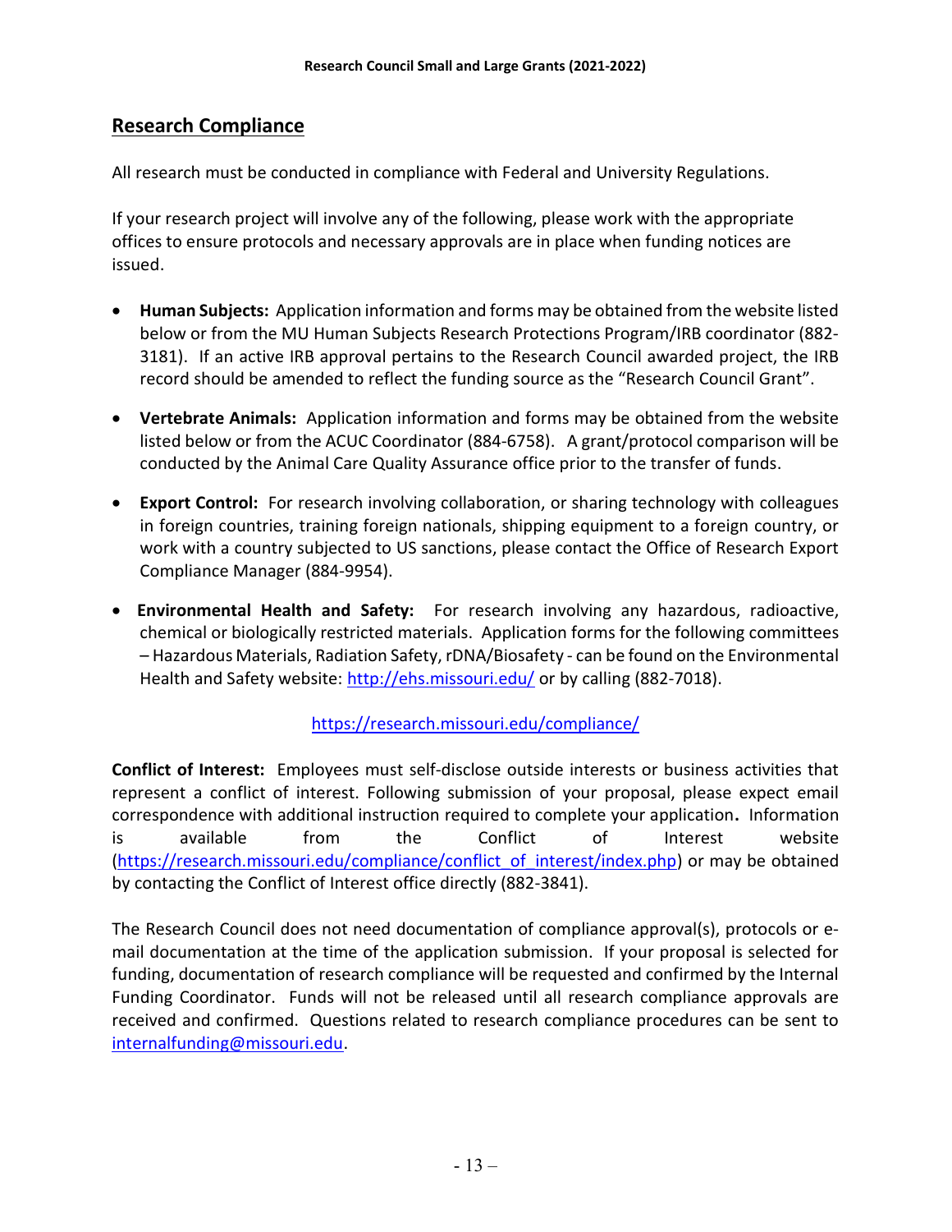## Research Compliance

All research must be conducted in compliance with Federal and University Regulations.

If your research project will involve any of the following, please work with the appropriate offices to ensure protocols and necessary approvals are in place when funding notices are issued.

- **Human Subjects:** Application information and forms may be obtained from the website listed below or from the MU Human Subjects Research Protections Program/IRB coordinator (882-3181). If an active IRB approval pertains to the Research Council awarded project, the IRB record should be amended to reflect the funding source as the "Research Council Grant".
- **Vertebrate Animals:** Application information and forms may be obtained from the website listed below or from the ACUC Coordinator (884-6758). A grant/protocol comparison will be conducted by the Animal Care Quality Assurance office prior to the transfer of funds.
- **Export Control:** For research involving collaboration, or sharing technology with colleagues in foreign countries, training foreign nationals, shipping equipment to a foreign country, or work with a country subjected to US sanctions, please contact the Office of Research Export Compliance Manager (884-9954).
- **Environmental Health and Safety:** For research involving any hazardous, radioactive, chemical or biologically restricted materials. Application forms for the following committees – Hazardous Materials, Radiation Safety, rDNA/Biosafety - can be found on the Environmental Health and Safety website: http://ehs.missouri.edu/ or by calling (882-7018).

https://research.missouri.edu/compliance/

**Conflict of Interest:** Employees must self-disclose outside interests or business activities that represent a conflict of interest. Following submission of your proposal, please expect email correspondence with additional instruction required to complete your application**.** Information is available from the Conflict of Interest website (https://research.missouri.edu/compliance/conflict_of_interest/index.php) or may be obtained by contacting the Conflict of Interest office directly (882-3841).

The Research Council does not need documentation of compliance approval(s), protocols or e-mail documentation at the time of the application submission. If your proposal is selected for funding, documentation of research compliance will be requested and confirmed by the Internal Funding Coordinator. Funds will not be released until all research compliance approvals are received and confirmed. Questions related to research compliance procedures can be sent to internalfunding@missouri.edu.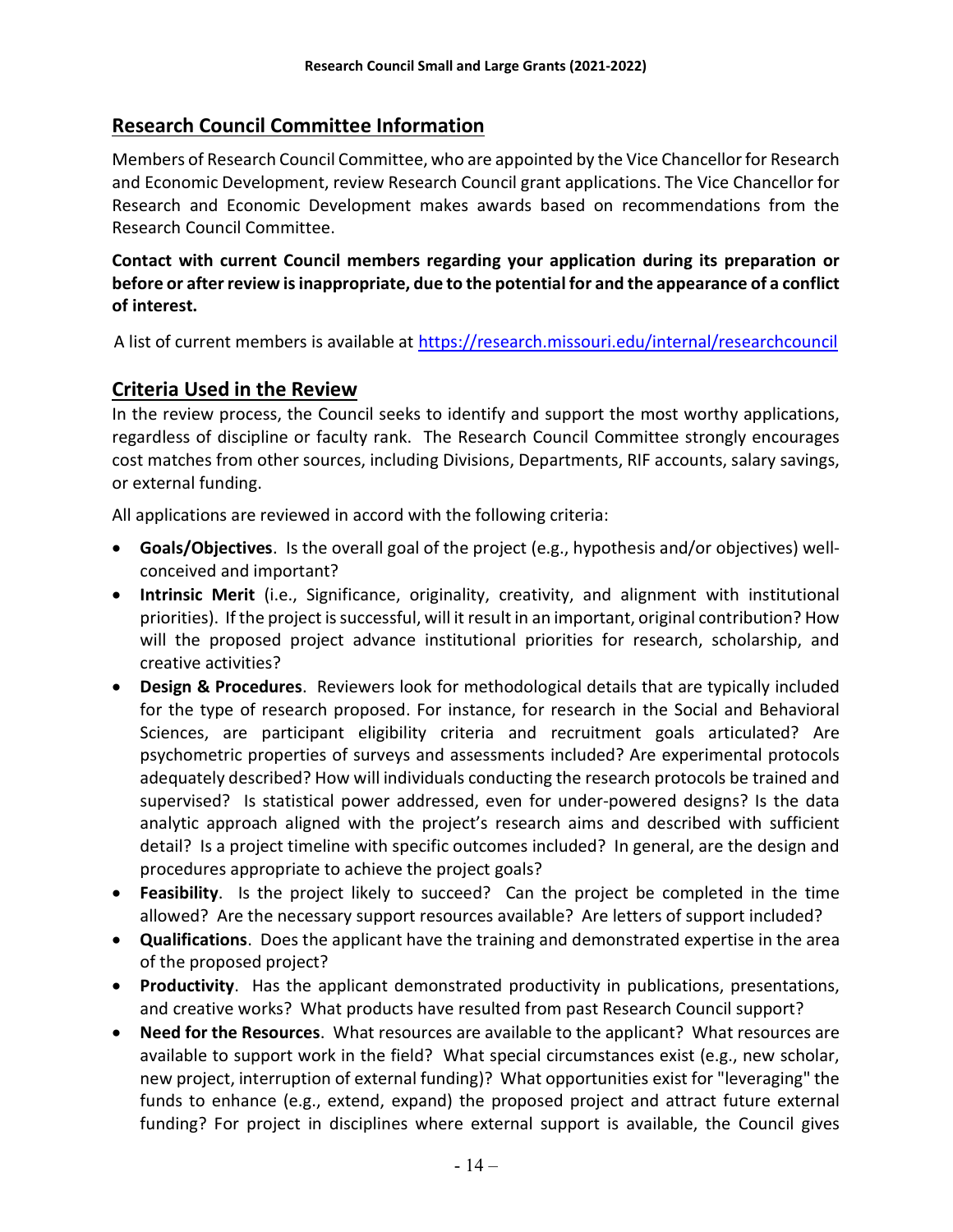## Research Council Committee Information

Members of Research Council Committee, who are appointed by the Vice Chancellor for Research and Economic Development, review Research Council grant applications. The Vice Chancellor for Research and Economic Development makes awards based on recommendations from the Research Council Committee.

**Contact with current Council members regarding your application during its preparation or before or after review is inappropriate, due to the potential for and the appearance of a conflict of interest.**

A list of current members is available at https://research.missouri.edu/internal/researchcouncil

## Criteria Used in the Review

In the review process, the Council seeks to identify and support the most worthy applications, regardless of discipline or faculty rank. The Research Council Committee strongly encourages cost matches from other sources, including Divisions, Departments, RIF accounts, salary savings, or external funding.

All applications are reviewed in accord with the following criteria:

- **Goals/Objectives**. Is the overall goal of the project (e.g., hypothesis and/or objectives) well-conceived and important?
- **Intrinsic Merit** (i.e., Significance, originality, creativity, and alignment with institutional priorities). If the project is successful, will it result in an important, original contribution? How will the proposed project advance institutional priorities for research, scholarship, and creative activities?
- **Design & Procedures**. Reviewers look for methodological details that are typically included for the type of research proposed. For instance, for research in the Social and Behavioral Sciences, are participant eligibility criteria and recruitment goals articulated? Are psychometric properties of surveys and assessments included? Are experimental protocols adequately described? How will individuals conducting the research protocols be trained and supervised? Is statistical power addressed, even for under-powered designs? Is the data analytic approach aligned with the project's research aims and described with sufficient detail? Is a project timeline with specific outcomes included? In general, are the design and procedures appropriate to achieve the project goals?
- **Feasibility**. Is the project likely to succeed? Can the project be completed in the time allowed? Are the necessary support resources available? Are letters of support included?
- **Qualifications**. Does the applicant have the training and demonstrated expertise in the area of the proposed project?
- **Productivity**. Has the applicant demonstrated productivity in publications, presentations, and creative works? What products have resulted from past Research Council support?
- **Need for the Resources**. What resources are available to the applicant? What resources are available to support work in the field? What special circumstances exist (e.g., new scholar, new project, interruption of external funding)? What opportunities exist for "leveraging" the funds to enhance (e.g., extend, expand) the proposed project and attract future external funding? For project in disciplines where external support is available, the Council gives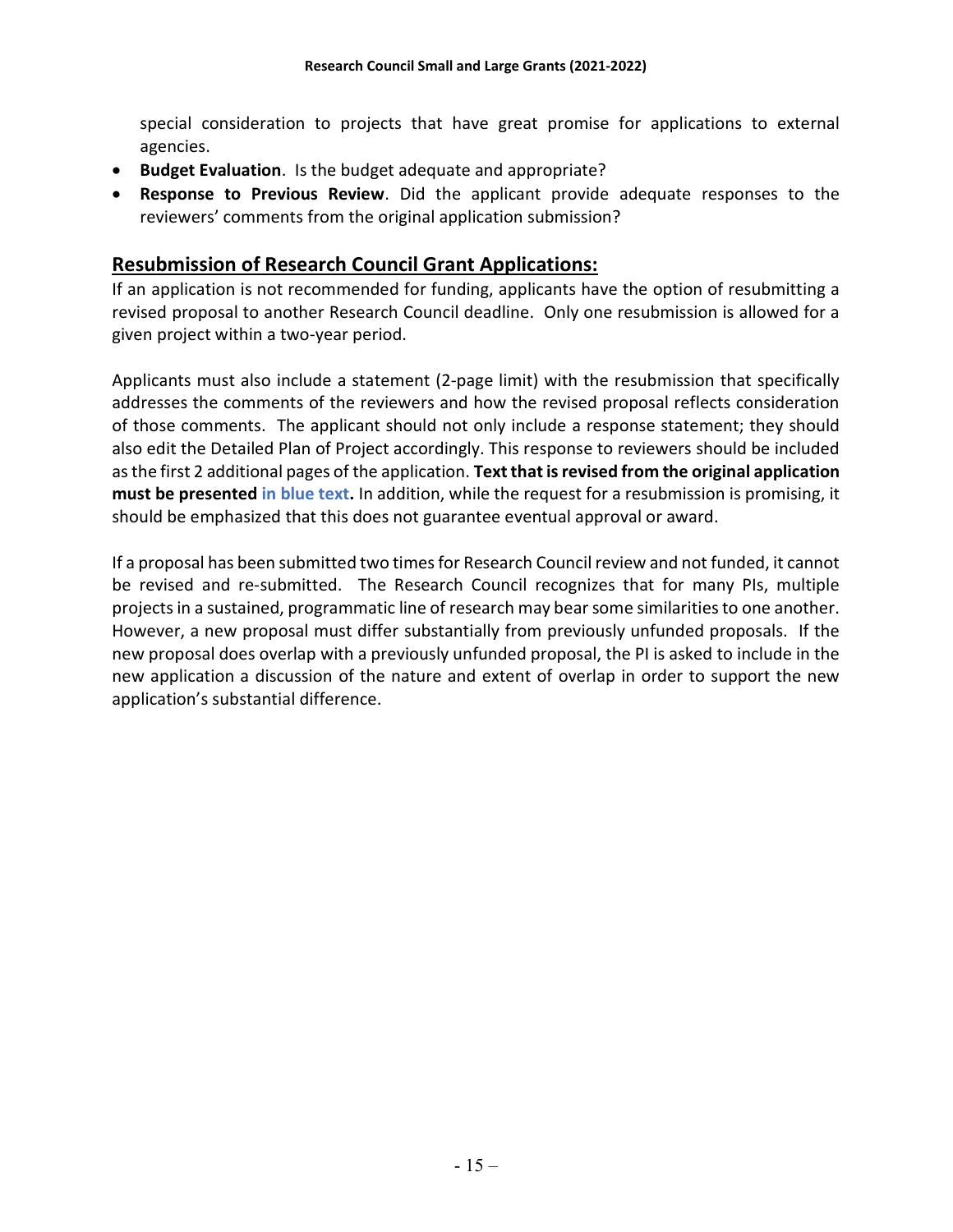special consideration to projects that have great promise for applications to external agencies.

- **Budget Evaluation**. Is the budget adequate and appropriate?
- **Response to Previous Review**. Did the applicant provide adequate responses to the reviewers' comments from the original application submission?

## Resubmission of Research Council Grant Applications:

If an application is not recommended for funding, applicants have the option of resubmitting a revised proposal to another Research Council deadline. Only one resubmission is allowed for a given project within a two-year period.

Applicants must also include a statement (2-page limit) with the resubmission that specifically addresses the comments of the reviewers and how the revised proposal reflects consideration of those comments. The applicant should not only include a response statement; they should also edit the Detailed Plan of Project accordingly. This response to reviewers should be included as the first 2 additional pages of the application. **Text that is revised from the original application must be presented in blue text.** In addition, while the request for a resubmission is promising, it should be emphasized that this does not guarantee eventual approval or award.

If a proposal has been submitted two times for Research Council review and not funded, it cannot be revised and re-submitted. The Research Council recognizes that for many PIs, multiple projects in a sustained, programmatic line of research may bear some similarities to one another. However, a new proposal must differ substantially from previously unfunded proposals. If the new proposal does overlap with a previously unfunded proposal, the PI is asked to include in the new application a discussion of the nature and extent of overlap in order to support the new application's substantial difference.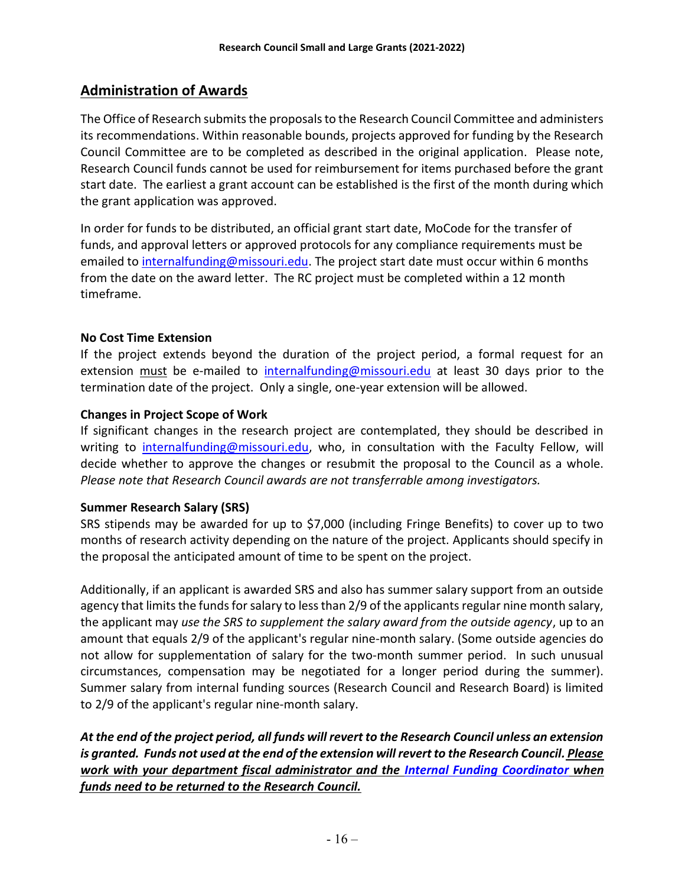## Administration of Awards

The Office of Research submits the proposals to the Research Council Committee and administers its recommendations. Within reasonable bounds, projects approved for funding by the Research Council Committee are to be completed as described in the original application. Please note, Research Council funds cannot be used for reimbursement for items purchased before the grant start date. The earliest a grant account can be established is the first of the month during which the grant application was approved.

In order for funds to be distributed, an official grant start date, MoCode for the transfer of funds, and approval letters or approved protocols for any compliance requirements must be emailed to internalfunding@missouri.edu. The project start date must occur within 6 months from the date on the award letter. The RC project must be completed within a 12 month timeframe.

**No Cost Time Extension**

If the project extends beyond the duration of the project period, a formal request for an extension must be e-mailed to internalfunding@missouri.edu at least 30 days prior to the termination date of the project. Only a single, one-year extension will be allowed.

**Changes in Project Scope of Work**

If significant changes in the research project are contemplated, they should be described in writing to internalfunding@missouri.edu, who, in consultation with the Faculty Fellow, will decide whether to approve the changes or resubmit the proposal to the Council as a whole. *Please note that Research Council awards are not transferrable among investigators.*

**Summer Research Salary (SRS)**

SRS stipends may be awarded for up to $7,000 (including Fringe Benefits) to cover up to two months of research activity depending on the nature of the project. Applicants should specify in the proposal the anticipated amount of time to be spent on the project.

Additionally, if an applicant is awarded SRS and also has summer salary support from an outside agency that limits the funds for salary to less than 2/9 of the applicants regular nine month salary, the applicant may *use the SRS to supplement the salary award from the outside agency*, up to an amount that equals 2/9 of the applicant's regular nine-month salary. (Some outside agencies do not allow for supplementation of salary for the two-month summer period. In such unusual circumstances, compensation may be negotiated for a longer period during the summer). Summer salary from internal funding sources (Research Council and Research Board) is limited to 2/9 of the applicant's regular nine-month salary.

***At the end of the project period, all funds will revert to the Research Council unless an extension is granted. Funds not used at the end of the extension will revert to the Research Council. Please work with your department fiscal administrator and the Internal Funding Coordinator when funds need to be returned to the Research Council.***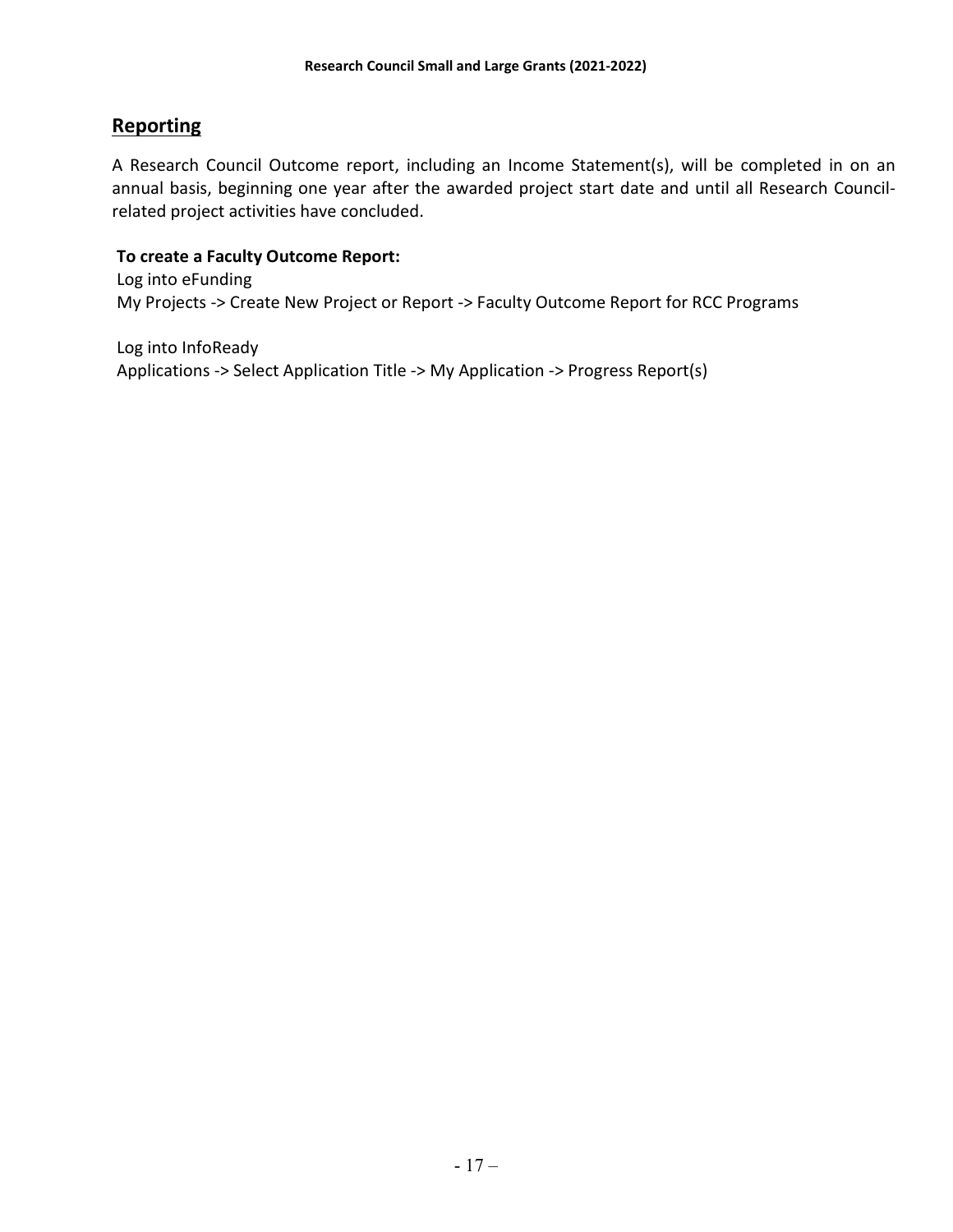## Reporting

A Research Council Outcome report, including an Income Statement(s), will be completed in on an annual basis, beginning one year after the awarded project start date and until all Research Council-related project activities have concluded.

**To create a Faculty Outcome Report:**

Log into eFunding
My Projects -> Create New Project or Report -> Faculty Outcome Report for RCC Programs

Log into InfoReady
Applications -> Select Application Title -> My Application -> Progress Report(s)